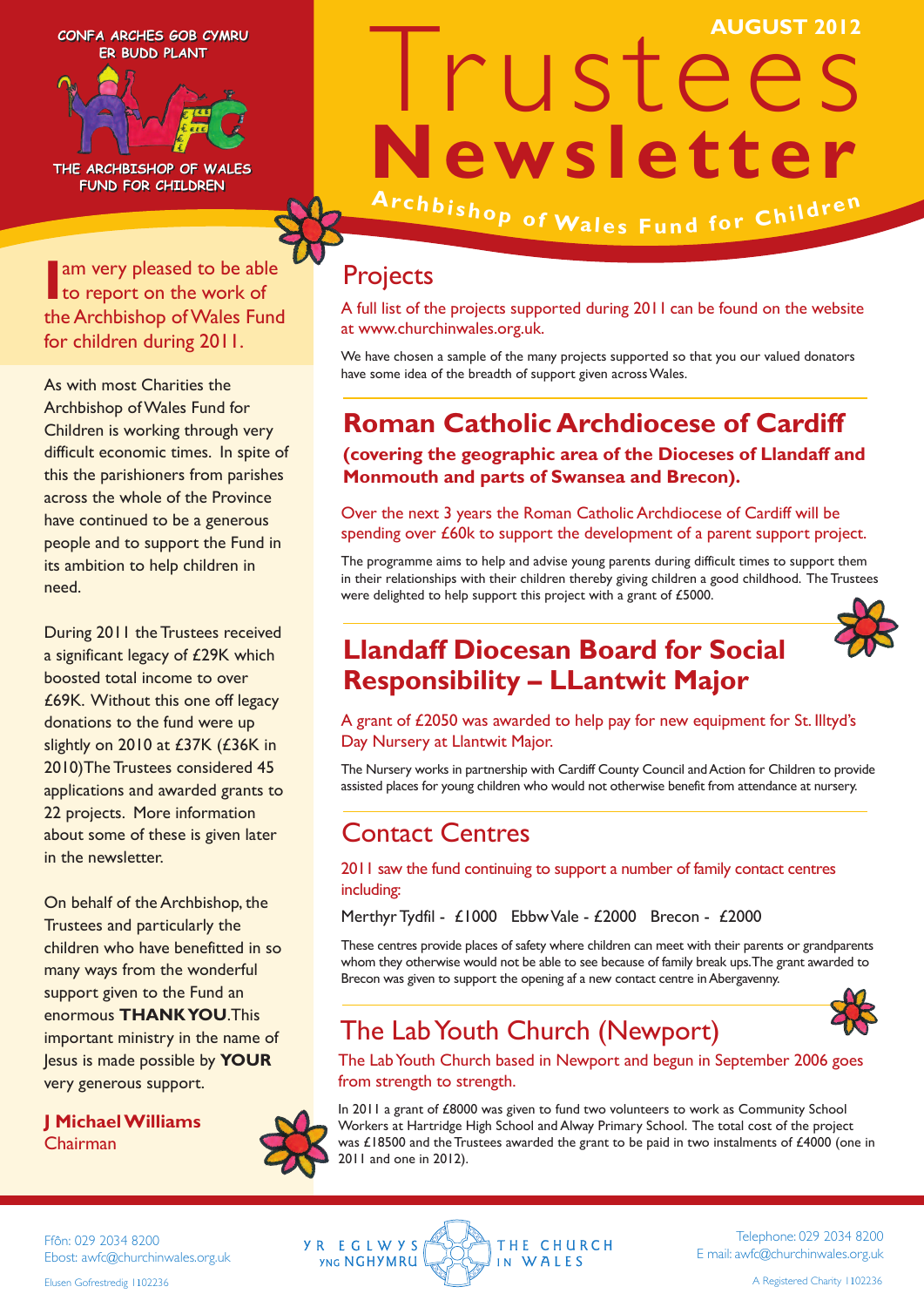CONFA ARCHES GOB CYMRU ER BUDD PLANT

THE ARCHBISHOP OF WALES FUND FOR CHILDREN

AUGUST 2012

# Trustees Newsletter

**Archbishop of Wales Fund for Children**

I am very pleased to be able to report on the work of the Archbishop of Wales Fund for children during 2011.

As with most Charities the Archbishop of Wales Fund for Children is working through very difficult economic times. In spite of this the parishioners from parishes across the whole of the Province have continued to be a generous people and to support the Fund in its ambition to help children in need.

During 2011 the Trustees received a significant legacy of £29K which boosted total income to over £69K. Without this one off legacy donations to the fund were up slightly on 2010 at £37K (£36K in 2010)The Trustees considered 45 applications and awarded grants to 22 projects. More information about some of these is given later in the newsletter.

On behalf of the Archbishop, the Trustees and particularly the children who have benefitted in so many ways from the wonderful support given to the Fund an enormous **THANK YOU**.This important ministry in the name of Jesus is made possible by **YOUR** very generous support.

**J Michael Williams**
Chairman

## Projects

A full list of the projects supported during 2011 can be found on the website at www.churchinwales.org.uk.

We have chosen a sample of the many projects supported so that you our valued donators have some idea of the breadth of support given across Wales.

## Roman Catholic Archdiocese of Cardiff

**(covering the geographic area of the Dioceses of Llandaff and Monmouth and parts of Swansea and Brecon).**

Over the next 3 years the Roman Catholic Archdiocese of Cardiff will be spending over £60k to support the development of a parent support project.

The programme aims to help and advise young parents during difficult times to support them in their relationships with their children thereby giving children a good childhood. The Trustees were delighted to help support this project with a grant of £5000.

## Llandaff Diocesan Board for Social Responsibility – LLantwit Major

A grant of £2050 was awarded to help pay for new equipment for St. Illtyd's Day Nursery at Llantwit Major.

The Nursery works in partnership with Cardiff County Council and Action for Children to provide assisted places for young children who would not otherwise benefit from attendance at nursery.

## Contact Centres

2011 saw the fund continuing to support a number of family contact centres including:

Merthyr Tydfil - £1000 Ebbw Vale - £2000 Brecon - £2000

These centres provide places of safety where children can meet with their parents or grandparents whom they otherwise would not be able to see because of family break ups.The grant awarded to Brecon was given to support the opening af a new contact centre in Abergavenny.

## The Lab Youth Church (Newport)

The Lab Youth Church based in Newport and begun in September 2006 goes from strength to strength.

In 2011 a grant of £8000 was given to fund two volunteers to work as Community School Workers at Hartridge High School and Alway Primary School. The total cost of the project was £18500 and the Trustees awarded the grant to be paid in two instalments of £4000 (one in 2011 and one in 2012).

Ffôn: 029 2034 8200
Ebost: awfc@churchinwales.org.uk
Elusen Gofrestredig 1102236

YR EGLWYS YNG NGHYMRU — THE CHURCH IN WALES

Telephone: 029 2034 8200
E mail: awfc@churchinwales.org.uk
A Registered Charity 1102236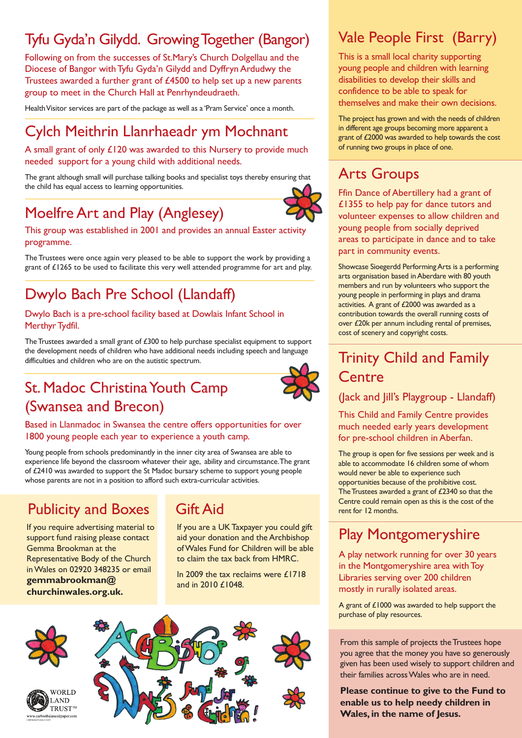## Tyfu Gyda'n Gilydd. Growing Together (Bangor)

Following on from the successes of St.Mary's Church Dolgellau and the Diocese of Bangor with Tyfu Gyda'n Gilydd and Dyffryn Ardudwy the Trustees awarded a further grant of £4500 to help set up a new parents group to meet in the Church Hall at Penrhyndeudraeth.

Health Visitor services are part of the package as well as a 'Pram Service' once a month.

## Cylch Meithrin Llanrhaeadr ym Mochnant

A small grant of only £120 was awarded to this Nursery to provide much needed support for a young child with additional needs.

The grant although small will purchase talking books and specialist toys thereby ensuring that the child has equal access to learning opportunities.

## Moelfre Art and Play (Anglesey)

This group was established in 2001 and provides an annual Easter activity programme.

The Trustees were once again very pleased to be able to support the work by providing a grant of £1265 to be used to facilitate this very well attended programme for art and play.

## Dwylo Bach Pre School (Llandaff)

Dwylo Bach is a pre-school facility based at Dowlais Infant School in Merthyr Tydfil.

The Trustees awarded a small grant of £300 to help purchase specialist equipment to support the development needs of children who have additional needs including speech and language difficulties and children who are on the autistic spectrum.

## St. Madoc Christina Youth Camp (Swansea and Brecon)

Based in Llanmadoc in Swansea the centre offers opportunities for over 1800 young people each year to experience a youth camp.

Young people from schools predominantly in the inner city area of Swansea are able to experience life beyond the classroom whatever their age, ability and circumstance. The grant of £2410 was awarded to support the St Madoc bursary scheme to support young people whose parents are not in a position to afford such extra-curricular activities.

## Publicity and Boxes

If you require advertising material to support fund raising please contact Gemma Brookman at the Representative Body of the Church in Wales on 02920 348235 or email **gemmabrookman@churchinwales.org.uk.**

## Gift Aid

If you are a UK Taxpayer you could gift aid your donation and the Archbishop of Wales Fund for Children will be able to claim the tax back from HMRC.

In 2009 the tax reclaims were £1718 and in 2010 £1048.

## Vale People First (Barry)

This is a small local charity supporting young people and children with learning disabilities to develop their skills and confidence to be able to speak for themselves and make their own decisions.

The project has grown and with the needs of children in different age groups becoming more apparent a grant of £2000 was awarded to help towards the cost of running two groups in place of one.

## Arts Groups

Ffin Dance of Abertillery had a grant of £1355 to help pay for dance tutors and volunteer expenses to allow children and young people from socially deprived areas to participate in dance and to take part in community events.

Showcase Sioegerdd Performing Arts is a performing arts organisation based in Aberdare with 80 youth members and run by volunteers who support the young people in performing in plays and drama activities. A grant of £2000 was awarded as a contribution towards the overall running costs of over £20k per annum including rental of premises, cost of scenery and copyright costs.

## Trinity Child and Family Centre

### (Jack and Jill's Playgroup - Llandaff)

This Child and Family Centre provides much needed early years development for pre-school children in Aberfan.

The group is open for five sessions per week and is able to accommodate 16 children some of whom would never be able to experience such opportunities because of the prohibitive cost. The Trustees awarded a grant of £2340 so that the Centre could remain open as this is the cost of the rent for 12 months.

## Play Montgomeryshire

A play network running for over 30 years in the Montgomeryshire area with Toy Libraries serving over 200 children mostly in rurally isolated areas.

A grant of £1000 was awarded to help support the purchase of play resources.

From this sample of projects the Trustees hope you agree that the money you have so generously given has been used wisely to support children and their families across Wales who are in need.

**Please continue to give to the Fund to enable us to help needy children in Wales, in the name of Jesus.**

WORLD LAND TRUST™

www.carbonbalancedpaper.com